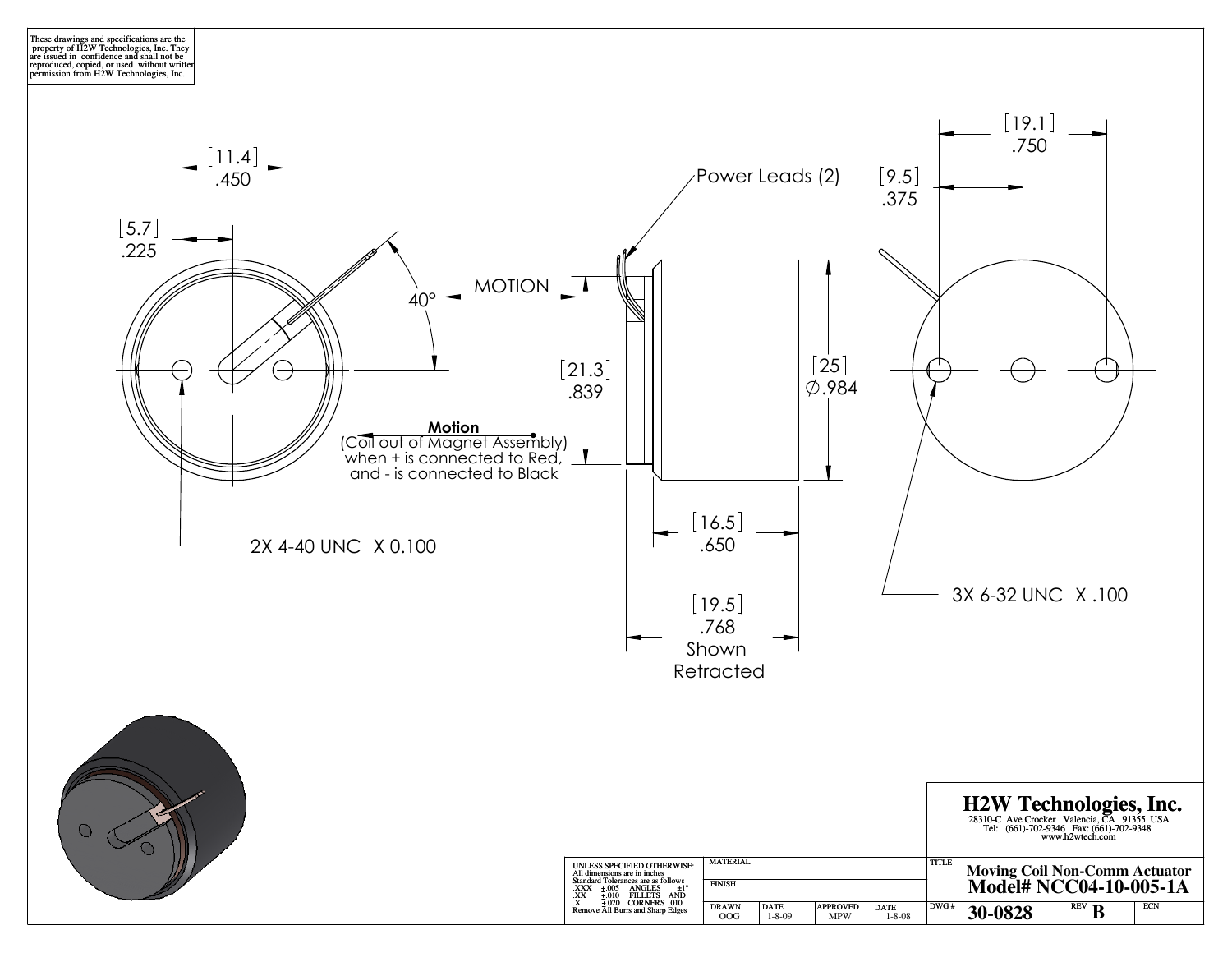These drawings and specifications are the property of H2W Technologies, Inc. They are issued in confidence and shall not be reproduced, copied, or used without written permission from H2W Technologies, Inc.

[11.4]
.450

[5.7]
.225

40°

MOTION

Power Leads (2)

[21.3]
.839

[25]
∅.984

[19.1]
.750

[9.5]
.375

**Motion**
(Coil out of Magnet Assembly)
when + is connected to Red,
and - is connected to Black

2X 4-40 UNC X 0.100

[16.5]
.650

[19.5]
.768
Shown
Retracted

3X 6-32 UNC X .100

# H2W Technologies, Inc.

28310-C Ave Crocker Valencia, CA 91355 USA
Tel: (661)-702-9346 Fax: (661)-702-9348
www.h2wtech.com

| UNLESS SPECIFIED OTHERWISE: All dimensions are in inches. Standard Tolerances are as follows: .XXX ±.005 ANGLES ±1° .XX ±.010 FILLETS AND .X ±.020 CORNERS .010 Remove All Burrs and Sharp Edges | MATERIAL | | | TITLE Moving Coil Non-Comm Actuator **Model# NCC04-10-005-1A** | | |
|---|---|---|---|---|---|---|
| | FINISH | | | | | |
| | DRAWN OOG | DATE 1-8-09 | APPROVED MPW | DATE 1-8-08 | DWG # **30-0828** | REV **B** | ECN |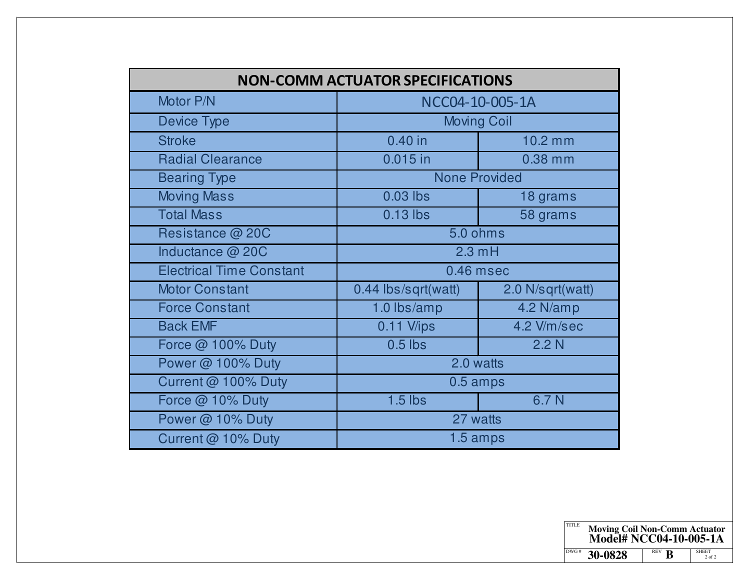| NON-COMM ACTUATOR SPECIFICATIONS | | |
|---|---|---|
| Motor P/N | NCC04-10-005-1A | |
| Device Type | Moving Coil | |
| Stroke | 0.40 in | 10.2 mm |
| Radial Clearance | 0.015 in | 0.38 mm |
| Bearing Type | None Provided | |
| Moving Mass | 0.03 lbs | 18 grams |
| Total Mass | 0.13 lbs | 58 grams |
| Resistance @ 20C | 5.0 ohms | |
| Inductance @ 20C | 2.3 mH | |
| Electrical Time Constant | 0.46 msec | |
| Motor Constant | 0.44 lbs/sqrt(watt) | 2.0 N/sqrt(watt) |
| Force Constant | 1.0 lbs/amp | 4.2 N/amp |
| Back EMF | 0.11 V/ips | 4.2 V/m/sec |
| Force @ 100% Duty | 0.5 lbs | 2.2 N |
| Power @ 100% Duty | 2.0 watts | |
| Current @ 100% Duty | 0.5 amps | |
| Force @ 10% Duty | 1.5 lbs | 6.7 N |
| Power @ 10% Duty | 27 watts | |
| Current @ 10% Duty | 1.5 amps | |

| | | | |
|---|---|---|---|
| TITLE | Moving Coil Non-Comm Actuator<br>Model# NCC04-10-005-1A | | |
| DWG # | 30-0828 | REV B | SHEET 2 of 2 |